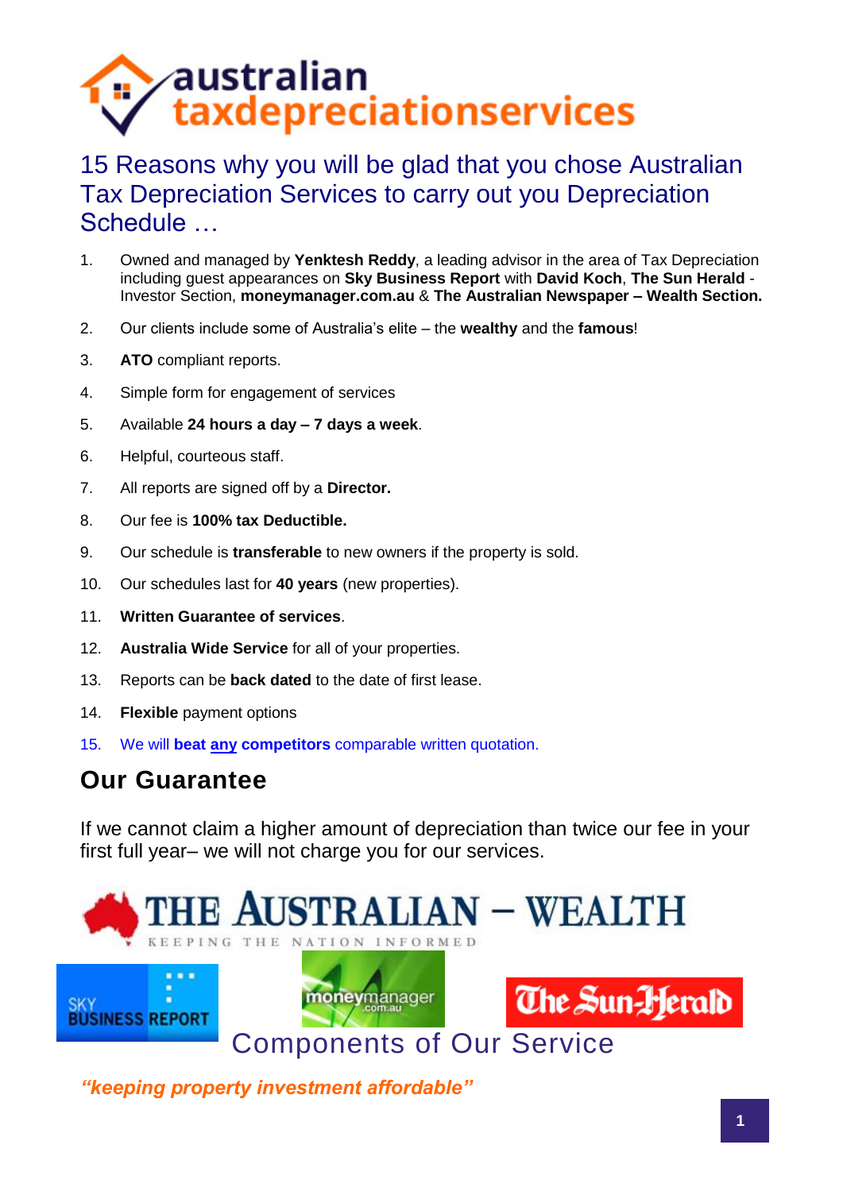# australian taxdepreciationservices

## 15 Reasons why you will be glad that you chose Australian Tax Depreciation Services to carry out you Depreciation Schedule …

1. Owned and managed by **Yenktesh Reddy**, a leading advisor in the area of Tax Depreciation including guest appearances on **Sky Business Report** with **David Koch**, **The Sun Herald** - Investor Section, **moneymanager.com.au** & **The Australian Newspaper – Wealth Section.**
2. Our clients include some of Australia's elite – the **wealthy** and the **famous**!
3. **ATO** compliant reports.
4. Simple form for engagement of services
5. Available **24 hours a day – 7 days a week**.
6. Helpful, courteous staff.
7. All reports are signed off by a **Director.**
8. Our fee is **100% tax Deductible.**
9. Our schedule is **transferable** to new owners if the property is sold.
10. Our schedules last for **40 years** (new properties).
11. **Written Guarantee of services**.
12. **Australia Wide Service** for all of your properties.
13. Reports can be **back dated** to the date of first lease.
14. **Flexible** payment options
15. We will **beat any competitors** comparable written quotation.

## Our Guarantee

If we cannot claim a higher amount of depreciation than twice our fee in your first full year– we will not charge you for our services.

THE AUSTRALIAN – WEALTH
KEEPING THE NATION INFORMED

SKY BUSINESS REPORT

moneymanager.com.au

The Sun-Herald

## Components of Our Service

***"keeping property investment affordable"***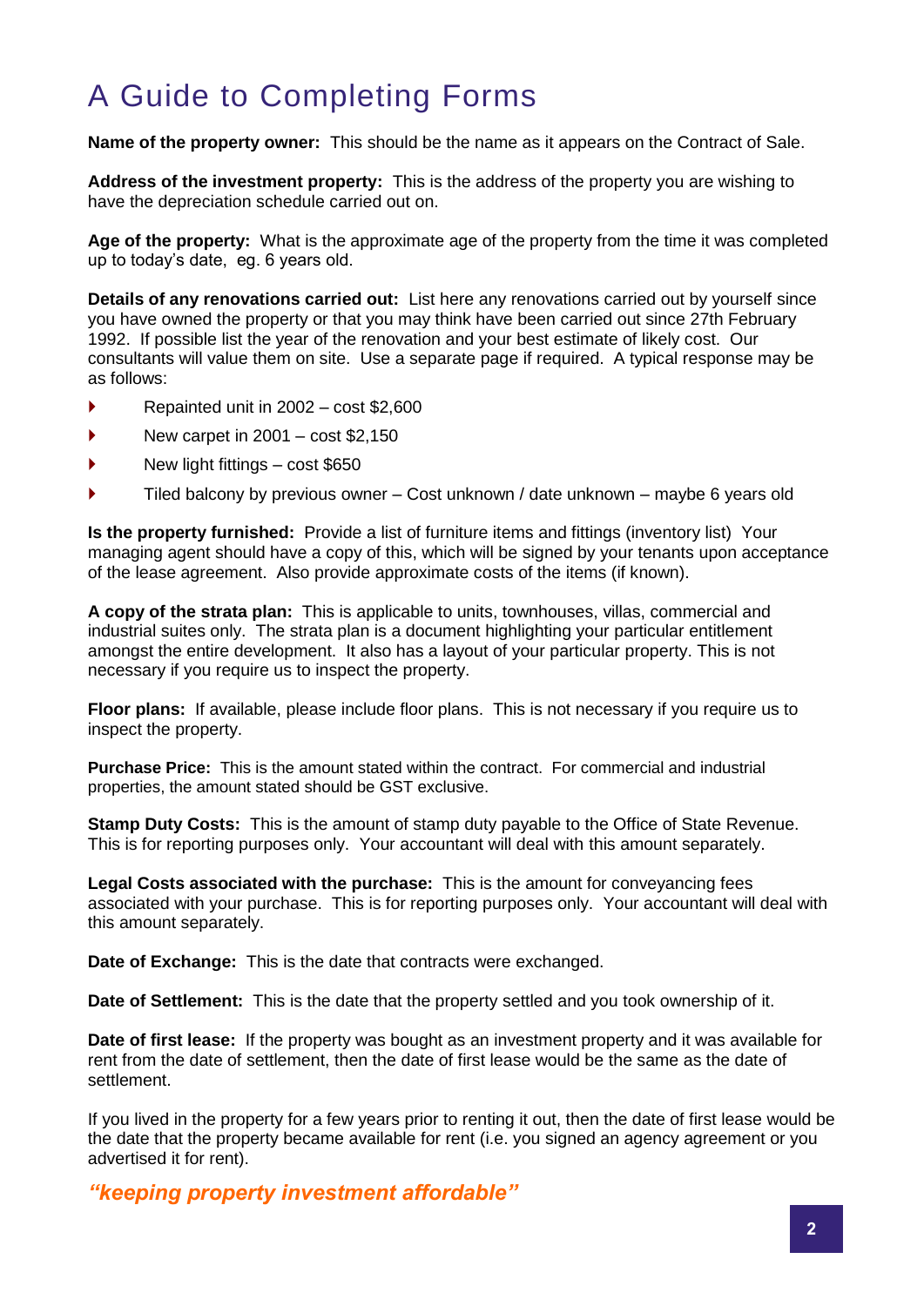# A Guide to Completing Forms

**Name of the property owner:** This should be the name as it appears on the Contract of Sale.

**Address of the investment property:** This is the address of the property you are wishing to have the depreciation schedule carried out on.

**Age of the property:** What is the approximate age of the property from the time it was completed up to today's date, eg. 6 years old.

**Details of any renovations carried out:** List here any renovations carried out by yourself since you have owned the property or that you may think have been carried out since 27th February 1992. If possible list the year of the renovation and your best estimate of likely cost. Our consultants will value them on site. Use a separate page if required. A typical response may be as follows:

- Repainted unit in 2002 – cost $2,600
- New carpet in 2001 – cost $2,150
- New light fittings – cost $650
- Tiled balcony by previous owner – Cost unknown / date unknown – maybe 6 years old

**Is the property furnished:** Provide a list of furniture items and fittings (inventory list) Your managing agent should have a copy of this, which will be signed by your tenants upon acceptance of the lease agreement. Also provide approximate costs of the items (if known).

**A copy of the strata plan:** This is applicable to units, townhouses, villas, commercial and industrial suites only. The strata plan is a document highlighting your particular entitlement amongst the entire development. It also has a layout of your particular property. This is not necessary if you require us to inspect the property.

**Floor plans:** If available, please include floor plans. This is not necessary if you require us to inspect the property.

**Purchase Price:** This is the amount stated within the contract. For commercial and industrial properties, the amount stated should be GST exclusive.

**Stamp Duty Costs:** This is the amount of stamp duty payable to the Office of State Revenue. This is for reporting purposes only. Your accountant will deal with this amount separately.

**Legal Costs associated with the purchase:** This is the amount for conveyancing fees associated with your purchase. This is for reporting purposes only. Your accountant will deal with this amount separately.

**Date of Exchange:** This is the date that contracts were exchanged.

**Date of Settlement:** This is the date that the property settled and you took ownership of it.

**Date of first lease:** If the property was bought as an investment property and it was available for rent from the date of settlement, then the date of first lease would be the same as the date of settlement.

If you lived in the property for a few years prior to renting it out, then the date of first lease would be the date that the property became available for rent (i.e. you signed an agency agreement or you advertised it for rent).

***"keeping property investment affordable"***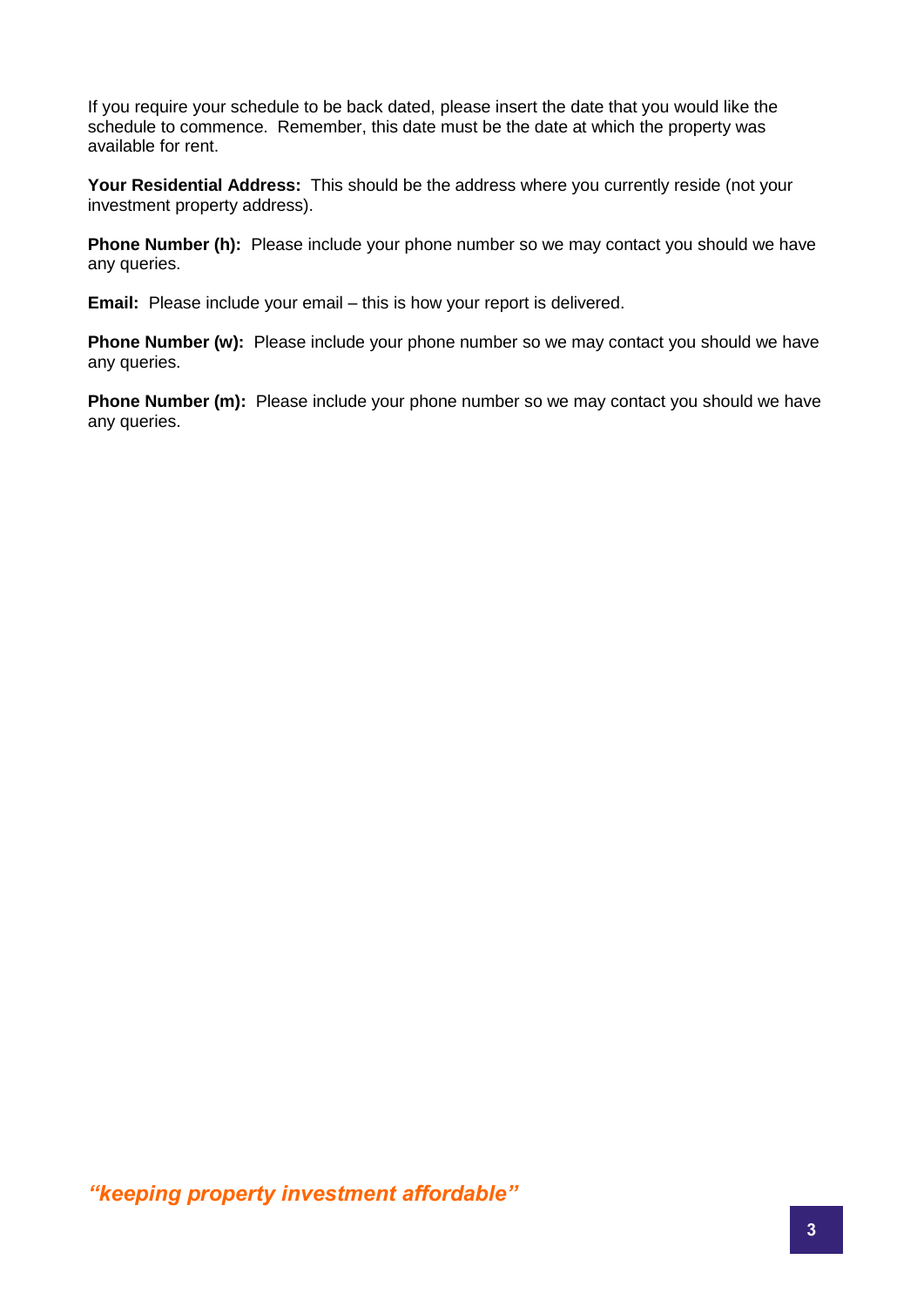If you require your schedule to be back dated, please insert the date that you would like the schedule to commence. Remember, this date must be the date at which the property was available for rent.

**Your Residential Address:** This should be the address where you currently reside (not your investment property address).

**Phone Number (h):** Please include your phone number so we may contact you should we have any queries.

**Email:** Please include your email – this is how your report is delivered.

**Phone Number (w):** Please include your phone number so we may contact you should we have any queries.

**Phone Number (m):** Please include your phone number so we may contact you should we have any queries.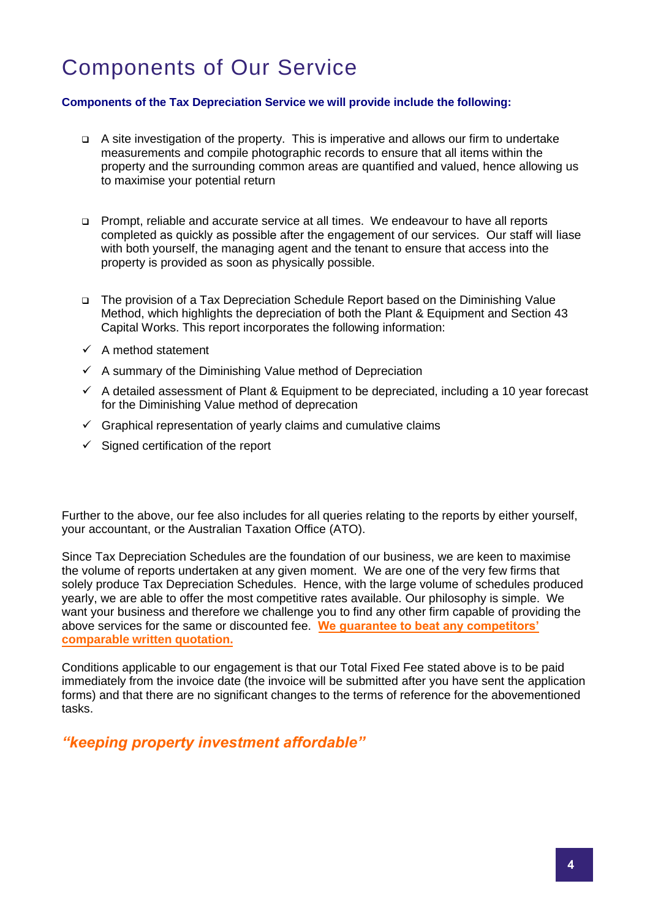# Components of Our Service

**Components of the Tax Depreciation Service we will provide include the following:**

- A site investigation of the property. This is imperative and allows our firm to undertake measurements and compile photographic records to ensure that all items within the property and the surrounding common areas are quantified and valued, hence allowing us to maximise your potential return

- Prompt, reliable and accurate service at all times. We endeavour to have all reports completed as quickly as possible after the engagement of our services. Our staff will liase with both yourself, the managing agent and the tenant to ensure that access into the property is provided as soon as physically possible.

- The provision of a Tax Depreciation Schedule Report based on the Diminishing Value Method, which highlights the depreciation of both the Plant & Equipment and Section 43 Capital Works. This report incorporates the following information:

- ✓ A method statement
- ✓ A summary of the Diminishing Value method of Depreciation
- ✓ A detailed assessment of Plant & Equipment to be depreciated, including a 10 year forecast for the Diminishing Value method of deprecation
- ✓ Graphical representation of yearly claims and cumulative claims
- ✓ Signed certification of the report

Further to the above, our fee also includes for all queries relating to the reports by either yourself, your accountant, or the Australian Taxation Office (ATO).

Since Tax Depreciation Schedules are the foundation of our business, we are keen to maximise the volume of reports undertaken at any given moment. We are one of the very few firms that solely produce Tax Depreciation Schedules. Hence, with the large volume of schedules produced yearly, we are able to offer the most competitive rates available. Our philosophy is simple. We want your business and therefore we challenge you to find any other firm capable of providing the above services for the same or discounted fee. **We guarantee to beat any competitors' comparable written quotation.**

Conditions applicable to our engagement is that our Total Fixed Fee stated above is to be paid immediately from the invoice date (the invoice will be submitted after you have sent the application forms) and that there are no significant changes to the terms of reference for the abovementioned tasks.

***"keeping property investment affordable"***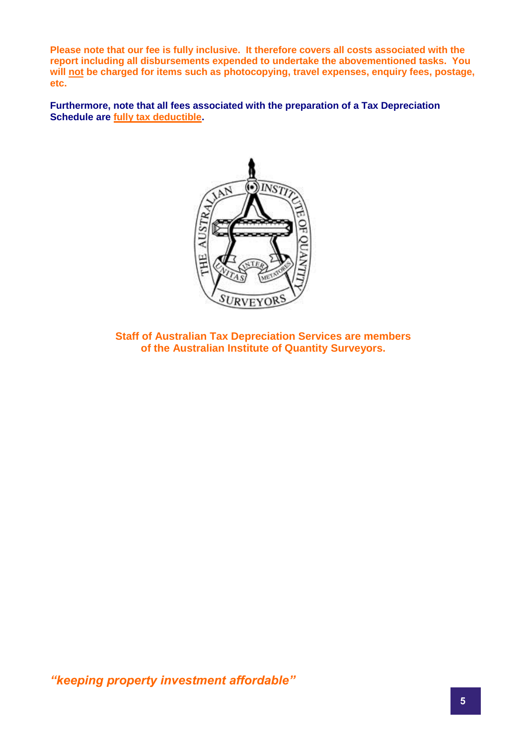**Please note that our fee is fully inclusive. It therefore covers all costs associated with the report including all disbursements expended to undertake the abovementioned tasks. You will not be charged for items such as photocopying, travel expenses, enquiry fees, postage, etc.**

**Furthermore, note that all fees associated with the preparation of a Tax Depreciation Schedule are fully tax deductible.**

**Staff of Australian Tax Depreciation Services are members of the Australian Institute of Quantity Surveyors.**

***"keeping property investment affordable"***